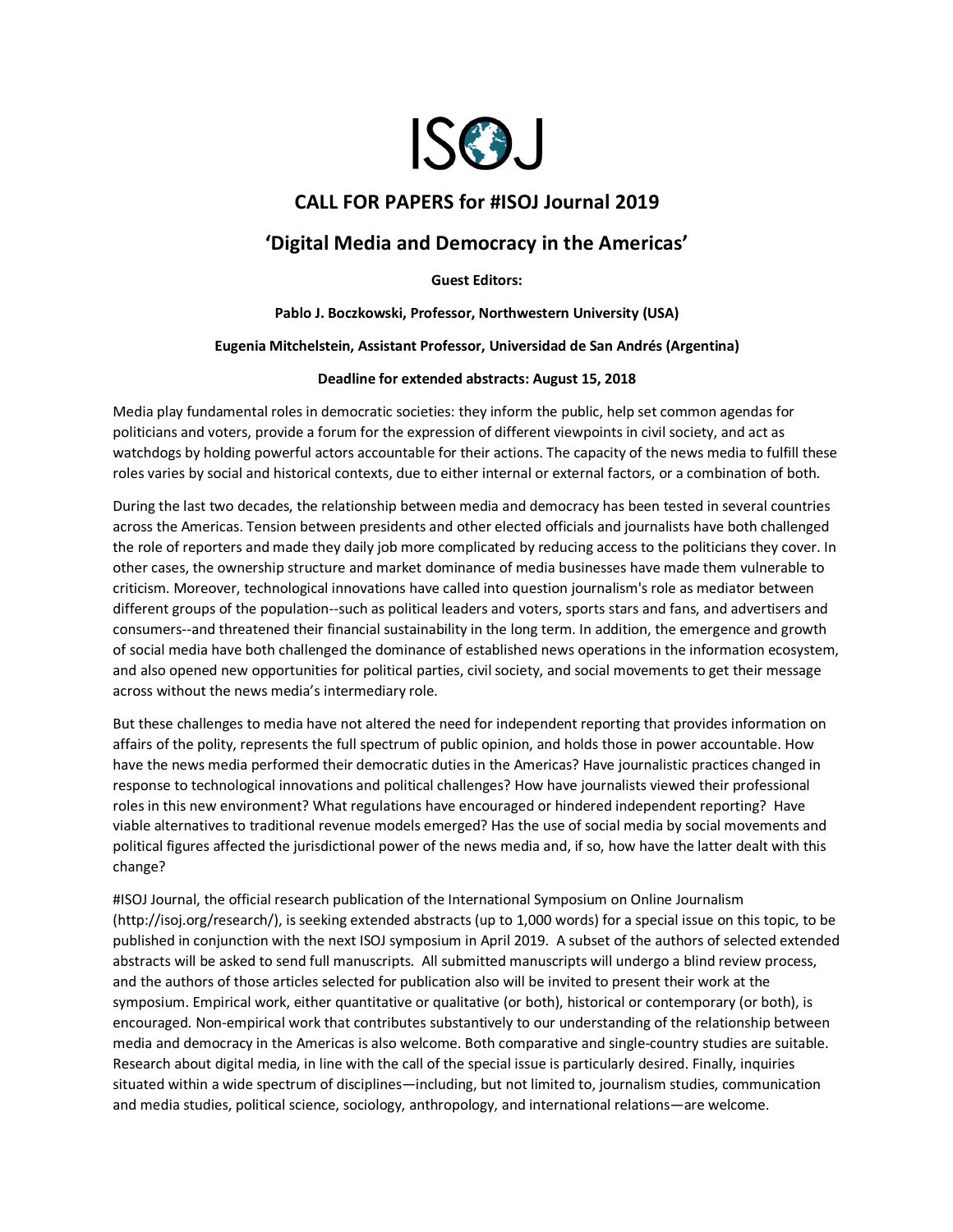ISOJ

## CALL FOR PAPERS for #ISOJ Journal 2019

## 'Digital Media and Democracy in the Americas'

**Guest Editors:**

**Pablo J. Boczkowski, Professor, Northwestern University (USA)**

**Eugenia Mitchelstein, Assistant Professor, Universidad de San Andrés (Argentina)**

**Deadline for extended abstracts: August 15, 2018**

Media play fundamental roles in democratic societies: they inform the public, help set common agendas for politicians and voters, provide a forum for the expression of different viewpoints in civil society, and act as watchdogs by holding powerful actors accountable for their actions. The capacity of the news media to fulfill these roles varies by social and historical contexts, due to either internal or external factors, or a combination of both.

During the last two decades, the relationship between media and democracy has been tested in several countries across the Americas. Tension between presidents and other elected officials and journalists have both challenged the role of reporters and made they daily job more complicated by reducing access to the politicians they cover. In other cases, the ownership structure and market dominance of media businesses have made them vulnerable to criticism. Moreover, technological innovations have called into question journalism's role as mediator between different groups of the population--such as political leaders and voters, sports stars and fans, and advertisers and consumers--and threatened their financial sustainability in the long term. In addition, the emergence and growth of social media have both challenged the dominance of established news operations in the information ecosystem, and also opened new opportunities for political parties, civil society, and social movements to get their message across without the news media's intermediary role.

But these challenges to media have not altered the need for independent reporting that provides information on affairs of the polity, represents the full spectrum of public opinion, and holds those in power accountable. How have the news media performed their democratic duties in the Americas? Have journalistic practices changed in response to technological innovations and political challenges? How have journalists viewed their professional roles in this new environment? What regulations have encouraged or hindered independent reporting? Have viable alternatives to traditional revenue models emerged? Has the use of social media by social movements and political figures affected the jurisdictional power of the news media and, if so, how have the latter dealt with this change?

#ISOJ Journal, the official research publication of the International Symposium on Online Journalism (http://isoj.org/research/), is seeking extended abstracts (up to 1,000 words) for a special issue on this topic, to be published in conjunction with the next ISOJ symposium in April 2019. A subset of the authors of selected extended abstracts will be asked to send full manuscripts. All submitted manuscripts will undergo a blind review process, and the authors of those articles selected for publication also will be invited to present their work at the symposium. Empirical work, either quantitative or qualitative (or both), historical or contemporary (or both), is encouraged. Non-empirical work that contributes substantively to our understanding of the relationship between media and democracy in the Americas is also welcome. Both comparative and single-country studies are suitable. Research about digital media, in line with the call of the special issue is particularly desired. Finally, inquiries situated within a wide spectrum of disciplines—including, but not limited to, journalism studies, communication and media studies, political science, sociology, anthropology, and international relations—are welcome.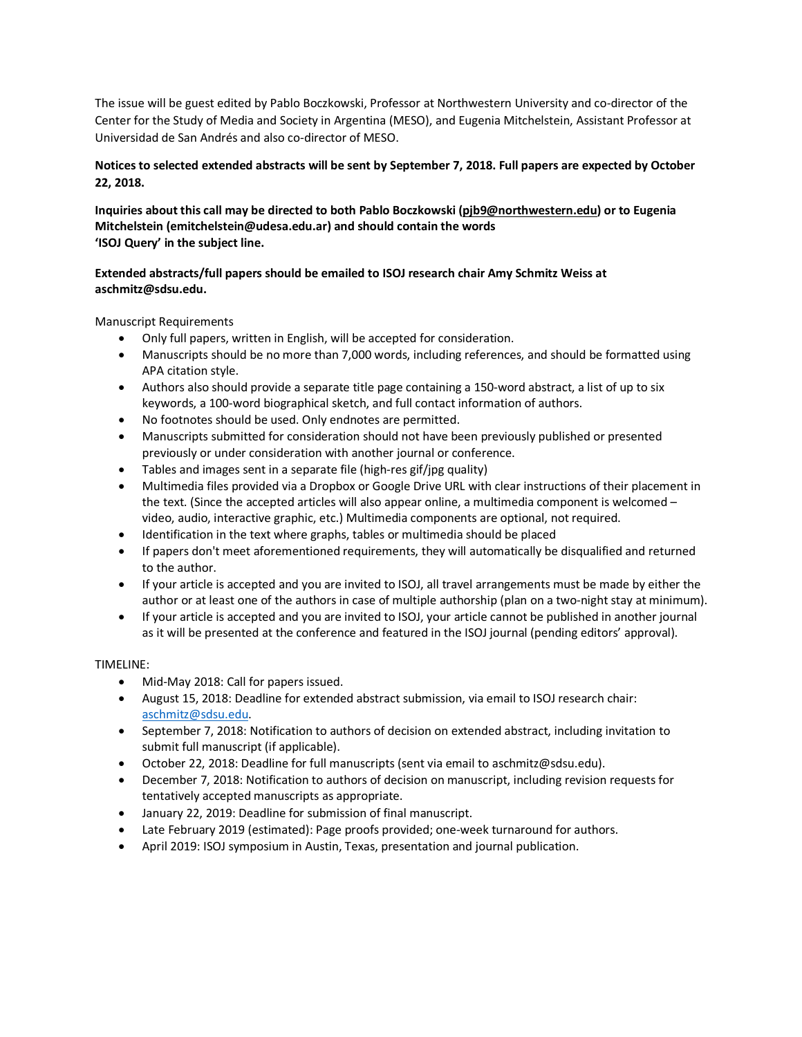The issue will be guest edited by Pablo Boczkowski, Professor at Northwestern University and co-director of the Center for the Study of Media and Society in Argentina (MESO), and Eugenia Mitchelstein, Assistant Professor at Universidad de San Andrés and also co-director of MESO.

**Notices to selected extended abstracts will be sent by September 7, 2018. Full papers are expected by October 22, 2018.**

**Inquiries about this call may be directed to both Pablo Boczkowski (pjb9@northwestern.edu) or to Eugenia Mitchelstein (emitchelstein@udesa.edu.ar) and should contain the words 'ISOJ Query' in the subject line.**

**Extended abstracts/full papers should be emailed to ISOJ research chair Amy Schmitz Weiss at aschmitz@sdsu.edu.**

Manuscript Requirements

- Only full papers, written in English, will be accepted for consideration.
- Manuscripts should be no more than 7,000 words, including references, and should be formatted using APA citation style.
- Authors also should provide a separate title page containing a 150-word abstract, a list of up to six keywords, a 100-word biographical sketch, and full contact information of authors.
- No footnotes should be used. Only endnotes are permitted.
- Manuscripts submitted for consideration should not have been previously published or presented previously or under consideration with another journal or conference.
- Tables and images sent in a separate file (high-res gif/jpg quality)
- Multimedia files provided via a Dropbox or Google Drive URL with clear instructions of their placement in the text. (Since the accepted articles will also appear online, a multimedia component is welcomed – video, audio, interactive graphic, etc.) Multimedia components are optional, not required.
- Identification in the text where graphs, tables or multimedia should be placed
- If papers don't meet aforementioned requirements, they will automatically be disqualified and returned to the author.
- If your article is accepted and you are invited to ISOJ, all travel arrangements must be made by either the author or at least one of the authors in case of multiple authorship (plan on a two-night stay at minimum).
- If your article is accepted and you are invited to ISOJ, your article cannot be published in another journal as it will be presented at the conference and featured in the ISOJ journal (pending editors' approval).

TIMELINE:

- Mid-May 2018: Call for papers issued.
- August 15, 2018: Deadline for extended abstract submission, via email to ISOJ research chair: aschmitz@sdsu.edu.
- September 7, 2018: Notification to authors of decision on extended abstract, including invitation to submit full manuscript (if applicable).
- October 22, 2018: Deadline for full manuscripts (sent via email to aschmitz@sdsu.edu).
- December 7, 2018: Notification to authors of decision on manuscript, including revision requests for tentatively accepted manuscripts as appropriate.
- January 22, 2019: Deadline for submission of final manuscript.
- Late February 2019 (estimated): Page proofs provided; one-week turnaround for authors.
- April 2019: ISOJ symposium in Austin, Texas, presentation and journal publication.